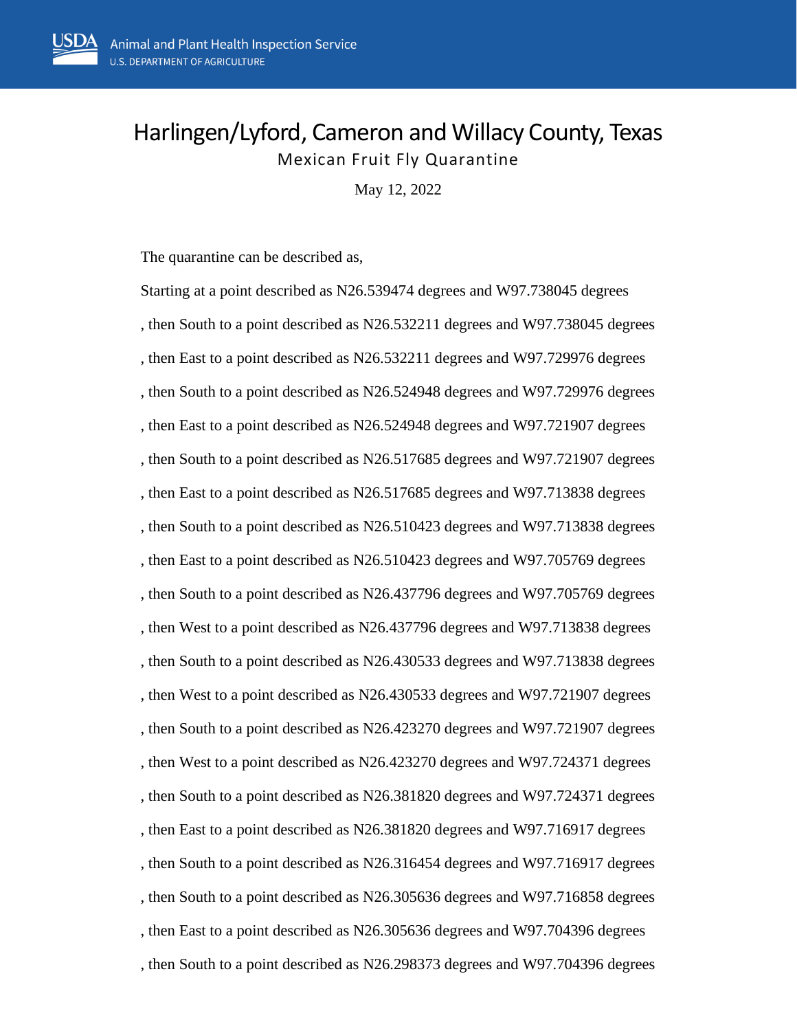# Harlingen/Lyford, Cameron and Willacy County, Texas

## Mexican Fruit Fly Quarantine

May 12, 2022

The quarantine can be described as,

Starting at a point described as N26.539474 degrees and W97.738045 degrees

, then South to a point described as N26.532211 degrees and W97.738045 degrees

, then East to a point described as N26.532211 degrees and W97.729976 degrees

, then South to a point described as N26.524948 degrees and W97.729976 degrees

, then East to a point described as N26.524948 degrees and W97.721907 degrees

, then South to a point described as N26.517685 degrees and W97.721907 degrees

, then East to a point described as N26.517685 degrees and W97.713838 degrees

, then South to a point described as N26.510423 degrees and W97.713838 degrees

, then East to a point described as N26.510423 degrees and W97.705769 degrees

, then South to a point described as N26.437796 degrees and W97.705769 degrees

, then West to a point described as N26.437796 degrees and W97.713838 degrees

, then South to a point described as N26.430533 degrees and W97.713838 degrees

, then West to a point described as N26.430533 degrees and W97.721907 degrees

, then South to a point described as N26.423270 degrees and W97.721907 degrees

, then West to a point described as N26.423270 degrees and W97.724371 degrees

, then South to a point described as N26.381820 degrees and W97.724371 degrees

, then East to a point described as N26.381820 degrees and W97.716917 degrees

, then South to a point described as N26.316454 degrees and W97.716917 degrees

, then South to a point described as N26.305636 degrees and W97.716858 degrees

, then East to a point described as N26.305636 degrees and W97.704396 degrees

, then South to a point described as N26.298373 degrees and W97.704396 degrees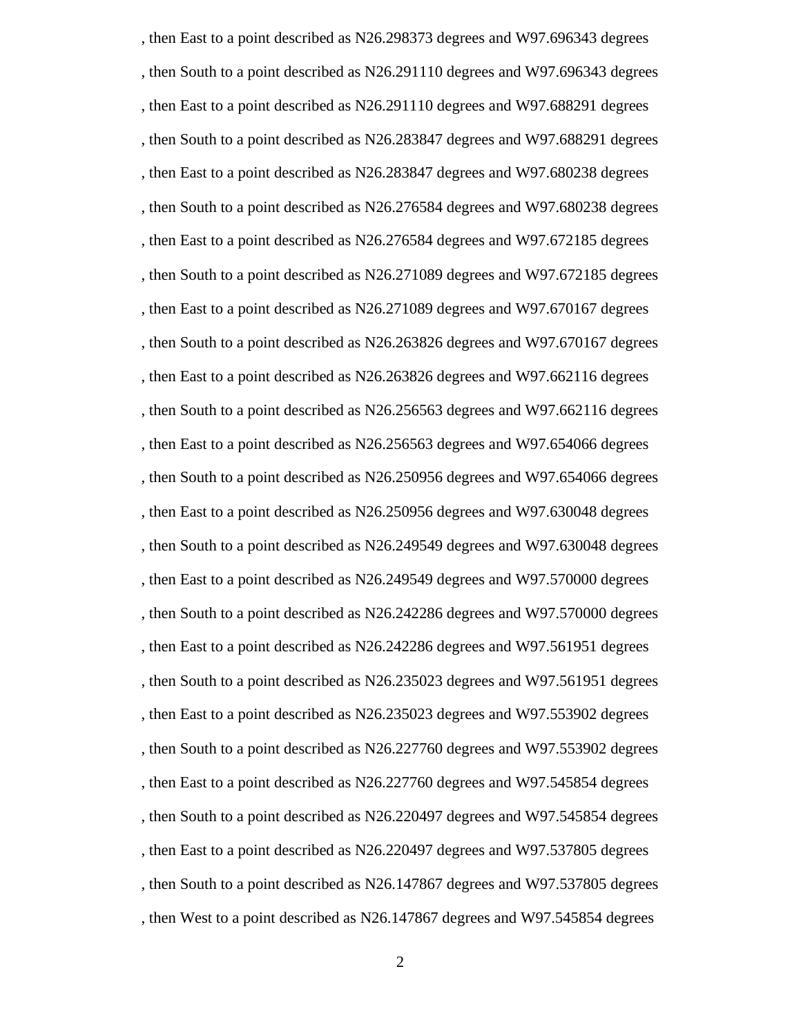, then East to a point described as N26.298373 degrees and W97.696343 degrees

, then South to a point described as N26.291110 degrees and W97.696343 degrees

, then East to a point described as N26.291110 degrees and W97.688291 degrees

, then South to a point described as N26.283847 degrees and W97.688291 degrees

, then East to a point described as N26.283847 degrees and W97.680238 degrees

, then South to a point described as N26.276584 degrees and W97.680238 degrees

, then East to a point described as N26.276584 degrees and W97.672185 degrees

, then South to a point described as N26.271089 degrees and W97.672185 degrees

, then East to a point described as N26.271089 degrees and W97.670167 degrees

, then South to a point described as N26.263826 degrees and W97.670167 degrees

, then East to a point described as N26.263826 degrees and W97.662116 degrees

, then South to a point described as N26.256563 degrees and W97.662116 degrees

, then East to a point described as N26.256563 degrees and W97.654066 degrees

, then South to a point described as N26.250956 degrees and W97.654066 degrees

, then East to a point described as N26.250956 degrees and W97.630048 degrees

, then South to a point described as N26.249549 degrees and W97.630048 degrees

, then East to a point described as N26.249549 degrees and W97.570000 degrees

, then South to a point described as N26.242286 degrees and W97.570000 degrees

, then East to a point described as N26.242286 degrees and W97.561951 degrees

, then South to a point described as N26.235023 degrees and W97.561951 degrees

, then East to a point described as N26.235023 degrees and W97.553902 degrees

, then South to a point described as N26.227760 degrees and W97.553902 degrees

, then East to a point described as N26.227760 degrees and W97.545854 degrees

, then South to a point described as N26.220497 degrees and W97.545854 degrees

, then East to a point described as N26.220497 degrees and W97.537805 degrees

, then South to a point described as N26.147867 degrees and W97.537805 degrees

, then West to a point described as N26.147867 degrees and W97.545854 degrees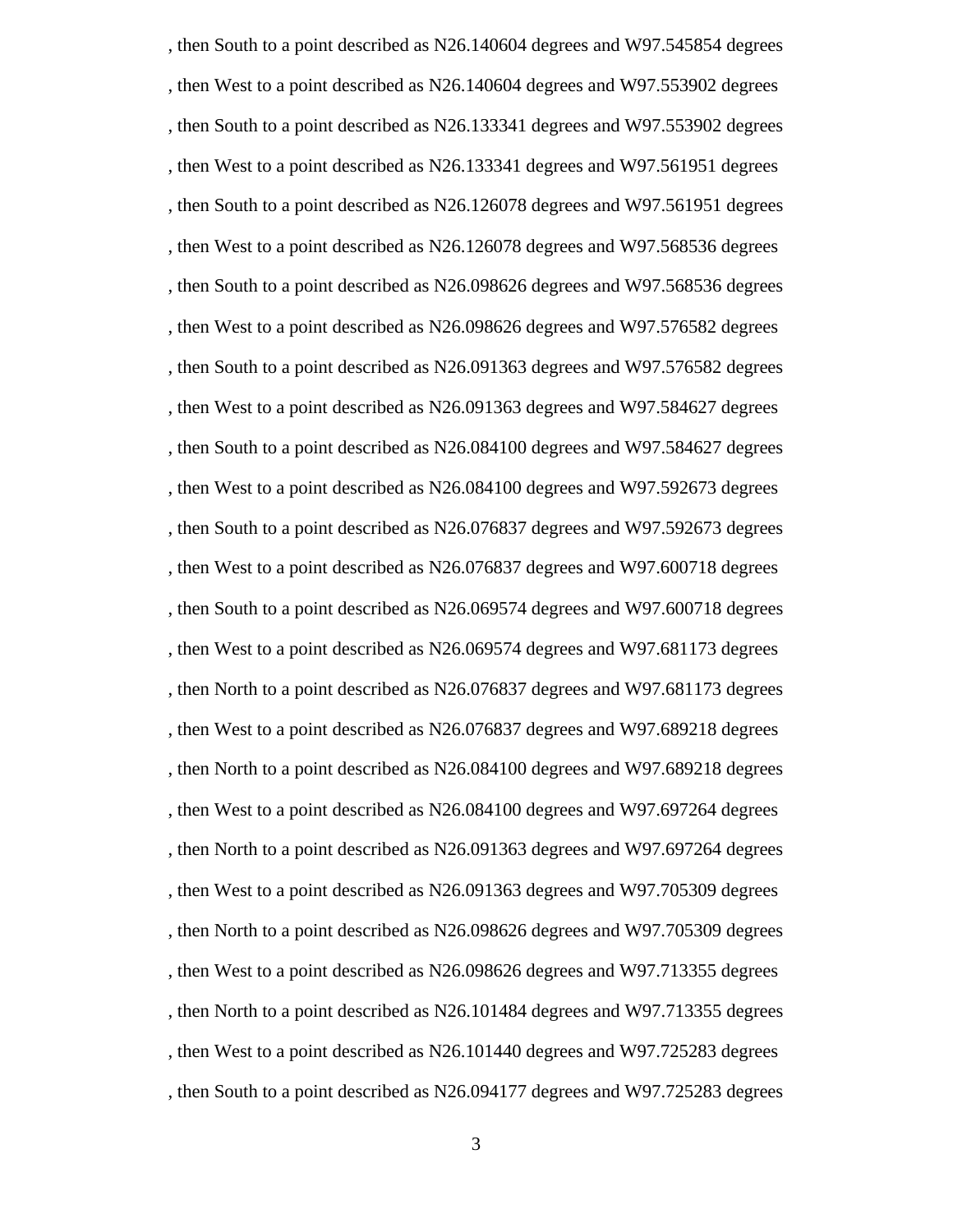, then South to a point described as N26.140604 degrees and W97.545854 degrees

, then West to a point described as N26.140604 degrees and W97.553902 degrees

, then South to a point described as N26.133341 degrees and W97.553902 degrees

, then West to a point described as N26.133341 degrees and W97.561951 degrees

, then South to a point described as N26.126078 degrees and W97.561951 degrees

, then West to a point described as N26.126078 degrees and W97.568536 degrees

, then South to a point described as N26.098626 degrees and W97.568536 degrees

, then West to a point described as N26.098626 degrees and W97.576582 degrees

, then South to a point described as N26.091363 degrees and W97.576582 degrees

, then West to a point described as N26.091363 degrees and W97.584627 degrees

, then South to a point described as N26.084100 degrees and W97.584627 degrees

, then West to a point described as N26.084100 degrees and W97.592673 degrees

, then South to a point described as N26.076837 degrees and W97.592673 degrees

, then West to a point described as N26.076837 degrees and W97.600718 degrees

, then South to a point described as N26.069574 degrees and W97.600718 degrees

, then West to a point described as N26.069574 degrees and W97.681173 degrees

, then North to a point described as N26.076837 degrees and W97.681173 degrees

, then West to a point described as N26.076837 degrees and W97.689218 degrees

, then North to a point described as N26.084100 degrees and W97.689218 degrees

, then West to a point described as N26.084100 degrees and W97.697264 degrees

, then North to a point described as N26.091363 degrees and W97.697264 degrees

, then West to a point described as N26.091363 degrees and W97.705309 degrees

, then North to a point described as N26.098626 degrees and W97.705309 degrees

, then West to a point described as N26.098626 degrees and W97.713355 degrees

, then North to a point described as N26.101484 degrees and W97.713355 degrees

, then West to a point described as N26.101440 degrees and W97.725283 degrees

, then South to a point described as N26.094177 degrees and W97.725283 degrees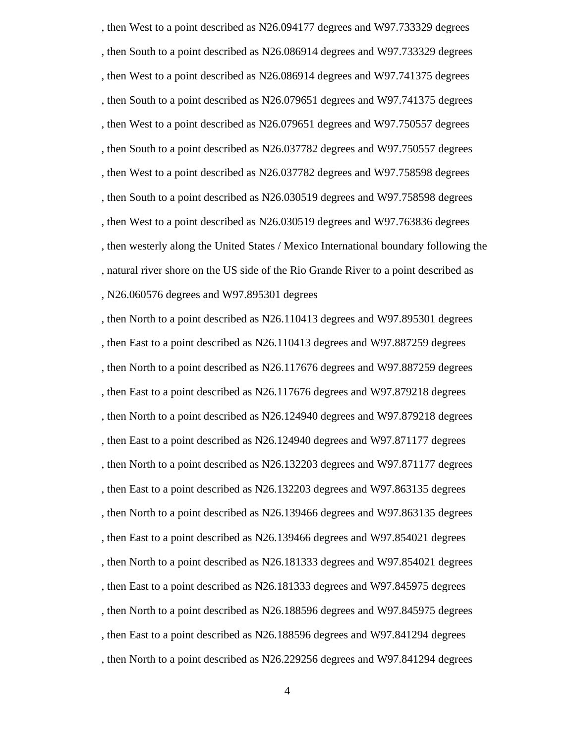, then West to a point described as N26.094177 degrees and W97.733329 degrees

, then South to a point described as N26.086914 degrees and W97.733329 degrees

, then West to a point described as N26.086914 degrees and W97.741375 degrees

, then South to a point described as N26.079651 degrees and W97.741375 degrees

, then West to a point described as N26.079651 degrees and W97.750557 degrees

, then South to a point described as N26.037782 degrees and W97.750557 degrees

, then West to a point described as N26.037782 degrees and W97.758598 degrees

, then South to a point described as N26.030519 degrees and W97.758598 degrees

, then West to a point described as N26.030519 degrees and W97.763836 degrees

, then westerly along the United States / Mexico International boundary following the

, natural river shore on the US side of the Rio Grande River to a point described as

, N26.060576 degrees and W97.895301 degrees

, then North to a point described as N26.110413 degrees and W97.895301 degrees

, then East to a point described as N26.110413 degrees and W97.887259 degrees

, then North to a point described as N26.117676 degrees and W97.887259 degrees

, then East to a point described as N26.117676 degrees and W97.879218 degrees

, then North to a point described as N26.124940 degrees and W97.879218 degrees

, then East to a point described as N26.124940 degrees and W97.871177 degrees

, then North to a point described as N26.132203 degrees and W97.871177 degrees

, then East to a point described as N26.132203 degrees and W97.863135 degrees

, then North to a point described as N26.139466 degrees and W97.863135 degrees

, then East to a point described as N26.139466 degrees and W97.854021 degrees

, then North to a point described as N26.181333 degrees and W97.854021 degrees

, then East to a point described as N26.181333 degrees and W97.845975 degrees

, then North to a point described as N26.188596 degrees and W97.845975 degrees

, then East to a point described as N26.188596 degrees and W97.841294 degrees

, then North to a point described as N26.229256 degrees and W97.841294 degrees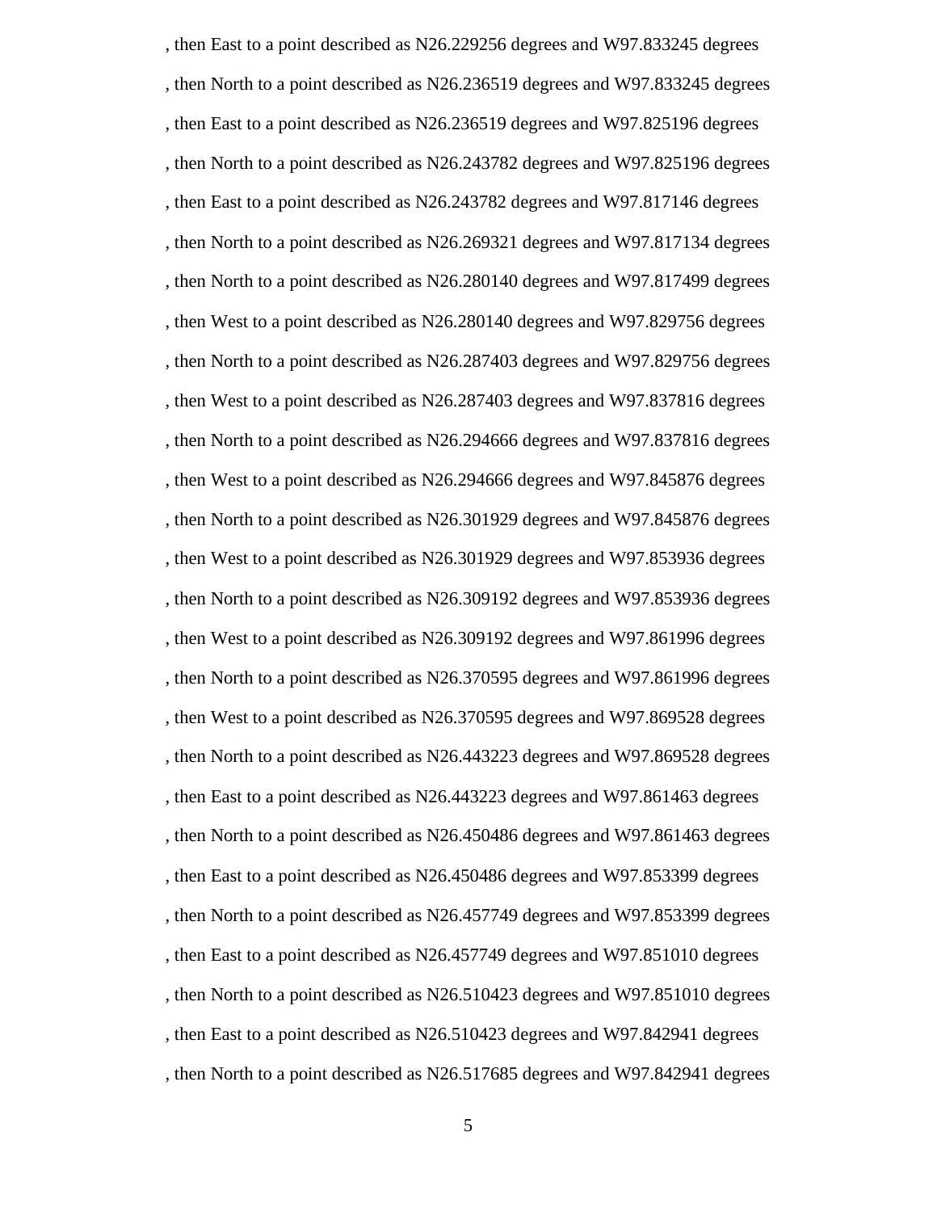, then East to a point described as N26.229256 degrees and W97.833245 degrees

, then North to a point described as N26.236519 degrees and W97.833245 degrees

, then East to a point described as N26.236519 degrees and W97.825196 degrees

, then North to a point described as N26.243782 degrees and W97.825196 degrees

, then East to a point described as N26.243782 degrees and W97.817146 degrees

, then North to a point described as N26.269321 degrees and W97.817134 degrees

, then North to a point described as N26.280140 degrees and W97.817499 degrees

, then West to a point described as N26.280140 degrees and W97.829756 degrees

, then North to a point described as N26.287403 degrees and W97.829756 degrees

, then West to a point described as N26.287403 degrees and W97.837816 degrees

, then North to a point described as N26.294666 degrees and W97.837816 degrees

, then West to a point described as N26.294666 degrees and W97.845876 degrees

, then North to a point described as N26.301929 degrees and W97.845876 degrees

, then West to a point described as N26.301929 degrees and W97.853936 degrees

, then North to a point described as N26.309192 degrees and W97.853936 degrees

, then West to a point described as N26.309192 degrees and W97.861996 degrees

, then North to a point described as N26.370595 degrees and W97.861996 degrees

, then West to a point described as N26.370595 degrees and W97.869528 degrees

, then North to a point described as N26.443223 degrees and W97.869528 degrees

, then East to a point described as N26.443223 degrees and W97.861463 degrees

, then North to a point described as N26.450486 degrees and W97.861463 degrees

, then East to a point described as N26.450486 degrees and W97.853399 degrees

, then North to a point described as N26.457749 degrees and W97.853399 degrees

, then East to a point described as N26.457749 degrees and W97.851010 degrees

, then North to a point described as N26.510423 degrees and W97.851010 degrees

, then East to a point described as N26.510423 degrees and W97.842941 degrees

, then North to a point described as N26.517685 degrees and W97.842941 degrees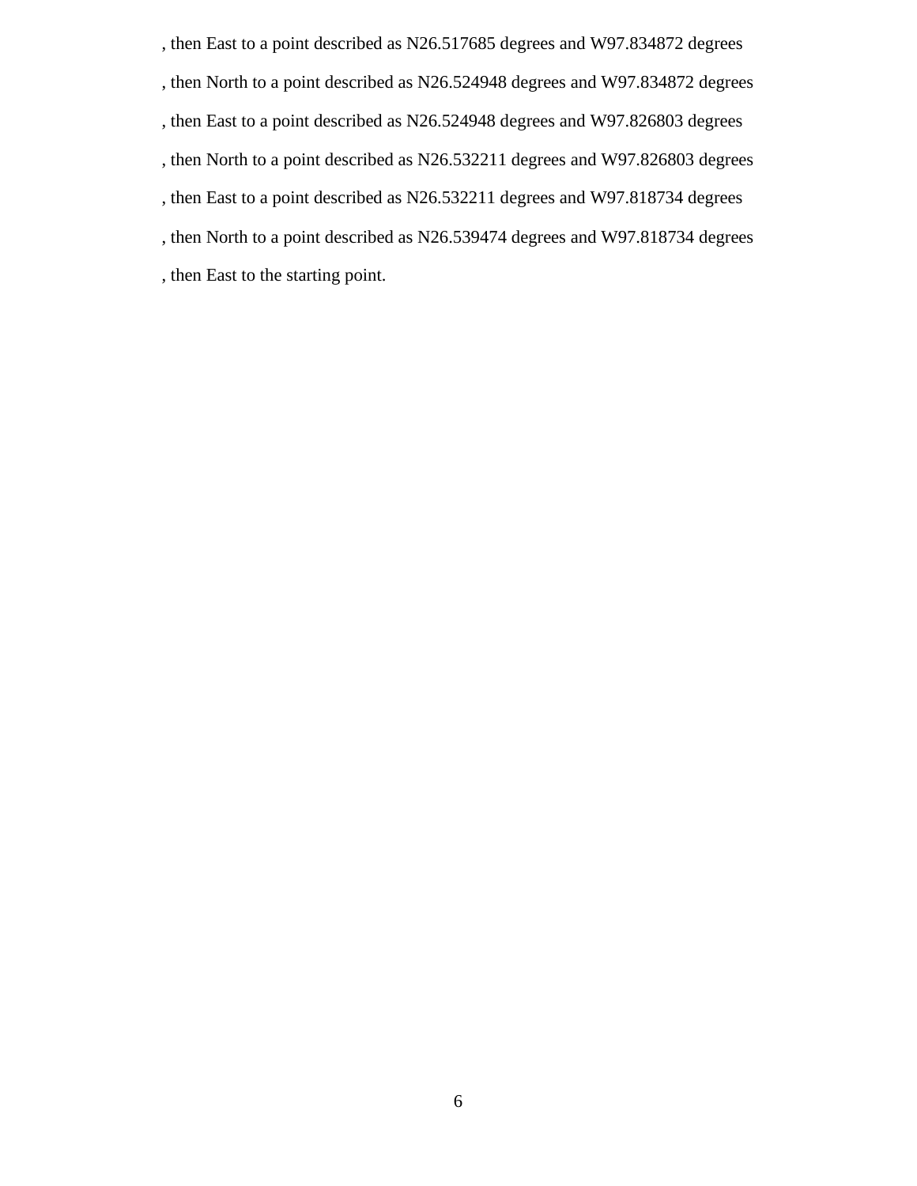, then East to a point described as N26.517685 degrees and W97.834872 degrees

, then North to a point described as N26.524948 degrees and W97.834872 degrees

, then East to a point described as N26.524948 degrees and W97.826803 degrees

, then North to a point described as N26.532211 degrees and W97.826803 degrees

, then East to a point described as N26.532211 degrees and W97.818734 degrees

, then North to a point described as N26.539474 degrees and W97.818734 degrees

, then East to the starting point.